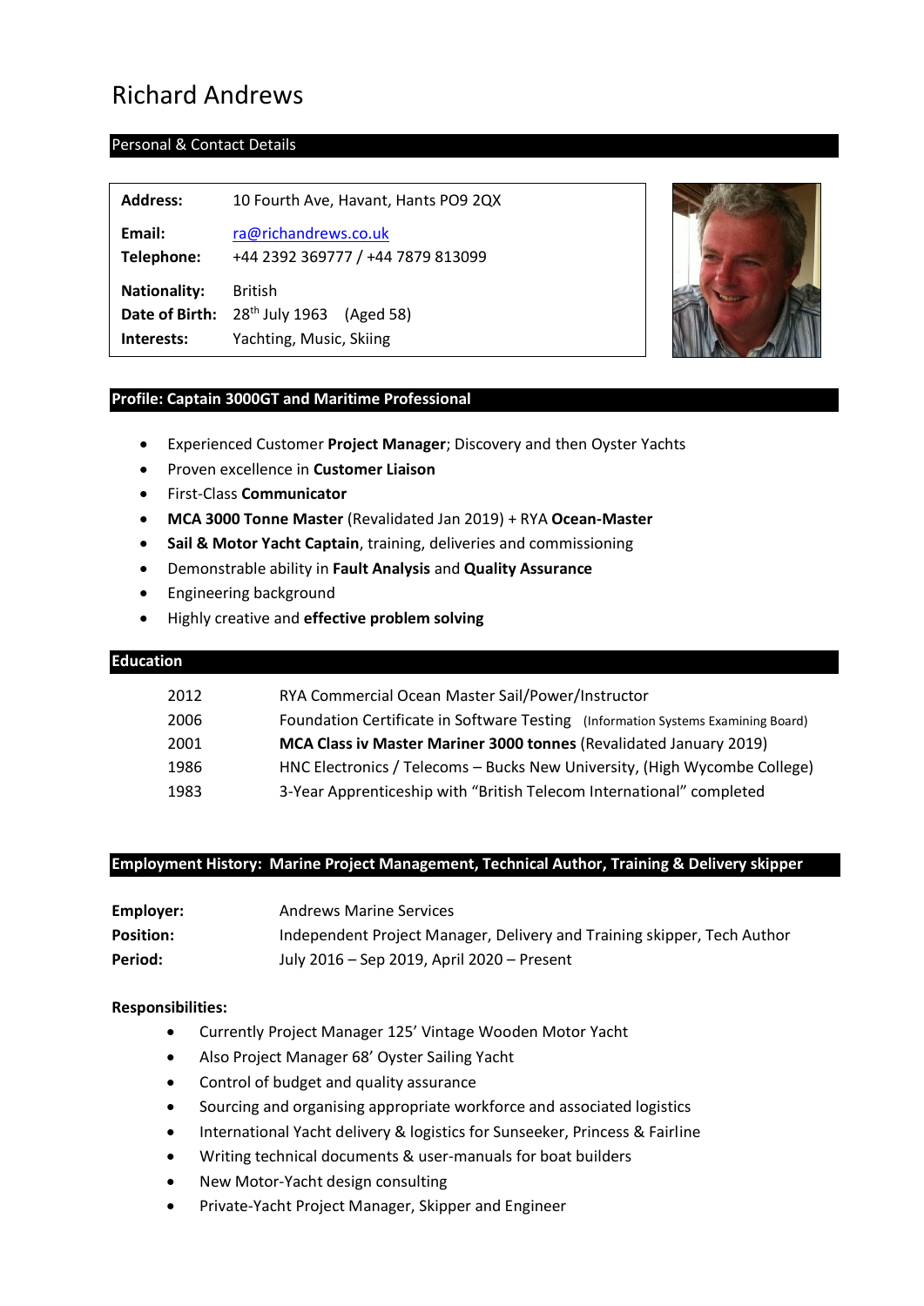# Richard Andrews

## Personal & Contact Details

| | |
|---|---|
| **Address:** | 10 Fourth Ave, Havant, Hants PO9 2QX |
| **Email:** | ra@richandrews.co.uk |
| **Telephone:** | +44 2392 369777 / +44 7879 813099 |
| **Nationality:** | British |
| **Date of Birth:** | 28th July 1963 (Aged 58) |
| **Interests:** | Yachting, Music, Skiing |

## Profile: Captain 3000GT and Maritime Professional

- Experienced Customer **Project Manager**; Discovery and then Oyster Yachts
- Proven excellence in **Customer Liaison**
- First-Class **Communicator**
- **MCA 3000 Tonne Master** (Revalidated Jan 2019) + RYA **Ocean-Master**
- **Sail & Motor Yacht Captain**, training, deliveries and commissioning
- Demonstrable ability in **Fault Analysis** and **Quality Assurance**
- Engineering background
- Highly creative and **effective problem solving**

## Education

| | |
|---|---|
| 2012 | RYA Commercial Ocean Master Sail/Power/Instructor |
| 2006 | Foundation Certificate in Software Testing (Information Systems Examining Board) |
| 2001 | **MCA Class iv Master Mariner 3000 tonnes** (Revalidated January 2019) |
| 1986 | HNC Electronics / Telecoms – Bucks New University, (High Wycombe College) |
| 1983 | 3-Year Apprenticeship with "British Telecom International" completed |

## Employment History: Marine Project Management, Technical Author, Training & Delivery skipper

| | |
|---|---|
| **Employer:** | Andrews Marine Services |
| **Position:** | Independent Project Manager, Delivery and Training skipper, Tech Author |
| **Period:** | July 2016 – Sep 2019, April 2020 – Present |

**Responsibilities:**

- Currently Project Manager 125' Vintage Wooden Motor Yacht
- Also Project Manager 68' Oyster Sailing Yacht
- Control of budget and quality assurance
- Sourcing and organising appropriate workforce and associated logistics
- International Yacht delivery & logistics for Sunseeker, Princess & Fairline
- Writing technical documents & user-manuals for boat builders
- New Motor-Yacht design consulting
- Private-Yacht Project Manager, Skipper and Engineer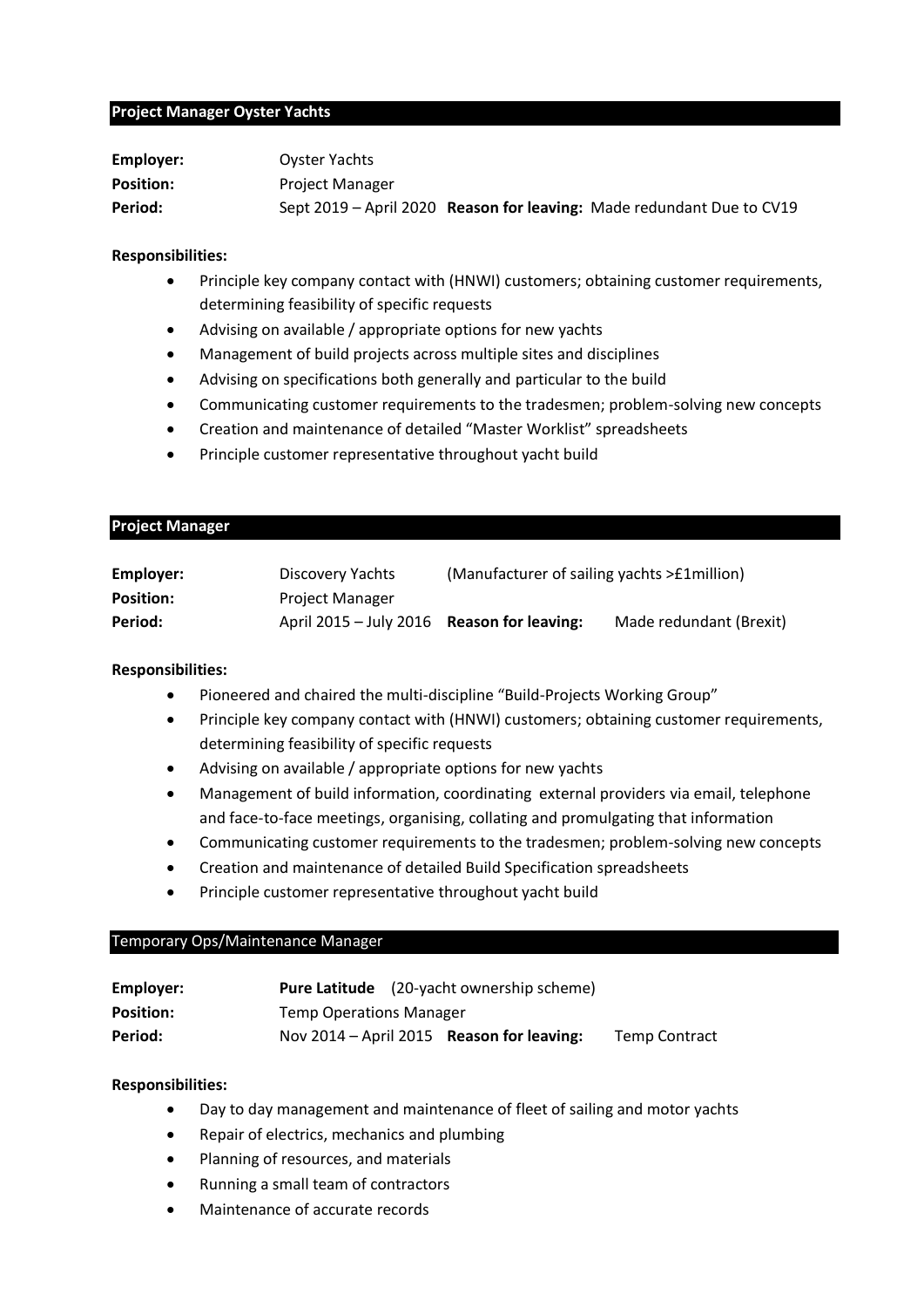## Project Manager Oyster Yachts

**Employer:** Oyster Yachts
**Position:** Project Manager
**Period:** Sept 2019 – April 2020 **Reason for leaving:** Made redundant Due to CV19

**Responsibilities:**

- Principle key company contact with (HNWI) customers; obtaining customer requirements, determining feasibility of specific requests
- Advising on available / appropriate options for new yachts
- Management of build projects across multiple sites and disciplines
- Advising on specifications both generally and particular to the build
- Communicating customer requirements to the tradesmen; problem-solving new concepts
- Creation and maintenance of detailed "Master Worklist" spreadsheets
- Principle customer representative throughout yacht build

## Project Manager

**Employer:** Discovery Yachts (Manufacturer of sailing yachts >£1million)
**Position:** Project Manager
**Period:** April 2015 – July 2016 **Reason for leaving:** Made redundant (Brexit)

**Responsibilities:**

- Pioneered and chaired the multi-discipline "Build-Projects Working Group"
- Principle key company contact with (HNWI) customers; obtaining customer requirements, determining feasibility of specific requests
- Advising on available / appropriate options for new yachts
- Management of build information, coordinating external providers via email, telephone and face-to-face meetings, organising, collating and promulgating that information
- Communicating customer requirements to the tradesmen; problem-solving new concepts
- Creation and maintenance of detailed Build Specification spreadsheets
- Principle customer representative throughout yacht build

## Temporary Ops/Maintenance Manager

**Employer:** **Pure Latitude** (20-yacht ownership scheme)
**Position:** Temp Operations Manager
**Period:** Nov 2014 – April 2015 **Reason for leaving:** Temp Contract

**Responsibilities:**

- Day to day management and maintenance of fleet of sailing and motor yachts
- Repair of electrics, mechanics and plumbing
- Planning of resources, and materials
- Running a small team of contractors
- Maintenance of accurate records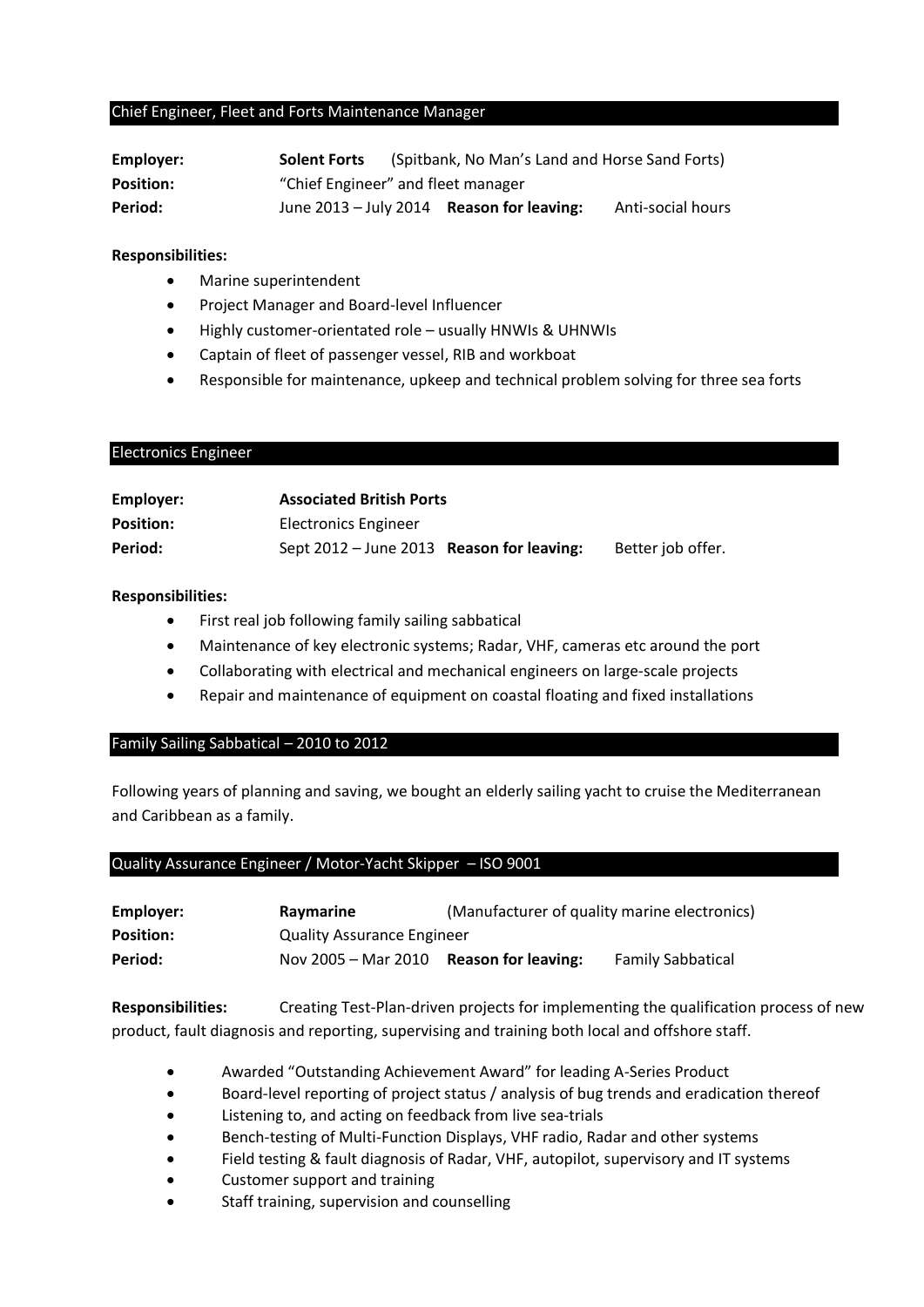## Chief Engineer, Fleet and Forts Maintenance Manager

| | | | |
|---|---|---|---|
| **Employer:** | **Solent Forts** | (Spitbank, No Man's Land and Horse Sand Forts) | |
| **Position:** | "Chief Engineer" and fleet manager | | |
| **Period:** | June 2013 – July 2014 | **Reason for leaving:** | Anti-social hours |

**Responsibilities:**

- Marine superintendent
- Project Manager and Board-level Influencer
- Highly customer-orientated role – usually HNWIs & UHNWIs
- Captain of fleet of passenger vessel, RIB and workboat
- Responsible for maintenance, upkeep and technical problem solving for three sea forts

## Electronics Engineer

| | | | |
|---|---|---|---|
| **Employer:** | **Associated British Ports** | | |
| **Position:** | Electronics Engineer | | |
| **Period:** | Sept 2012 – June 2013 | **Reason for leaving:** | Better job offer. |

**Responsibilities:**

- First real job following family sailing sabbatical
- Maintenance of key electronic systems; Radar, VHF, cameras etc around the port
- Collaborating with electrical and mechanical engineers on large-scale projects
- Repair and maintenance of equipment on coastal floating and fixed installations

## Family Sailing Sabbatical – 2010 to 2012

Following years of planning and saving, we bought an elderly sailing yacht to cruise the Mediterranean and Caribbean as a family.

## Quality Assurance Engineer / Motor-Yacht Skipper – ISO 9001

| | | | |
|---|---|---|---|
| **Employer:** | **Raymarine** | (Manufacturer of quality marine electronics) | |
| **Position:** | Quality Assurance Engineer | | |
| **Period:** | Nov 2005 – Mar 2010 | **Reason for leaving:** | Family Sabbatical |

**Responsibilities:** Creating Test-Plan-driven projects for implementing the qualification process of new product, fault diagnosis and reporting, supervising and training both local and offshore staff.

- Awarded "Outstanding Achievement Award" for leading A-Series Product
- Board-level reporting of project status / analysis of bug trends and eradication thereof
- Listening to, and acting on feedback from live sea-trials
- Bench-testing of Multi-Function Displays, VHF radio, Radar and other systems
- Field testing & fault diagnosis of Radar, VHF, autopilot, supervisory and IT systems
- Customer support and training
- Staff training, supervision and counselling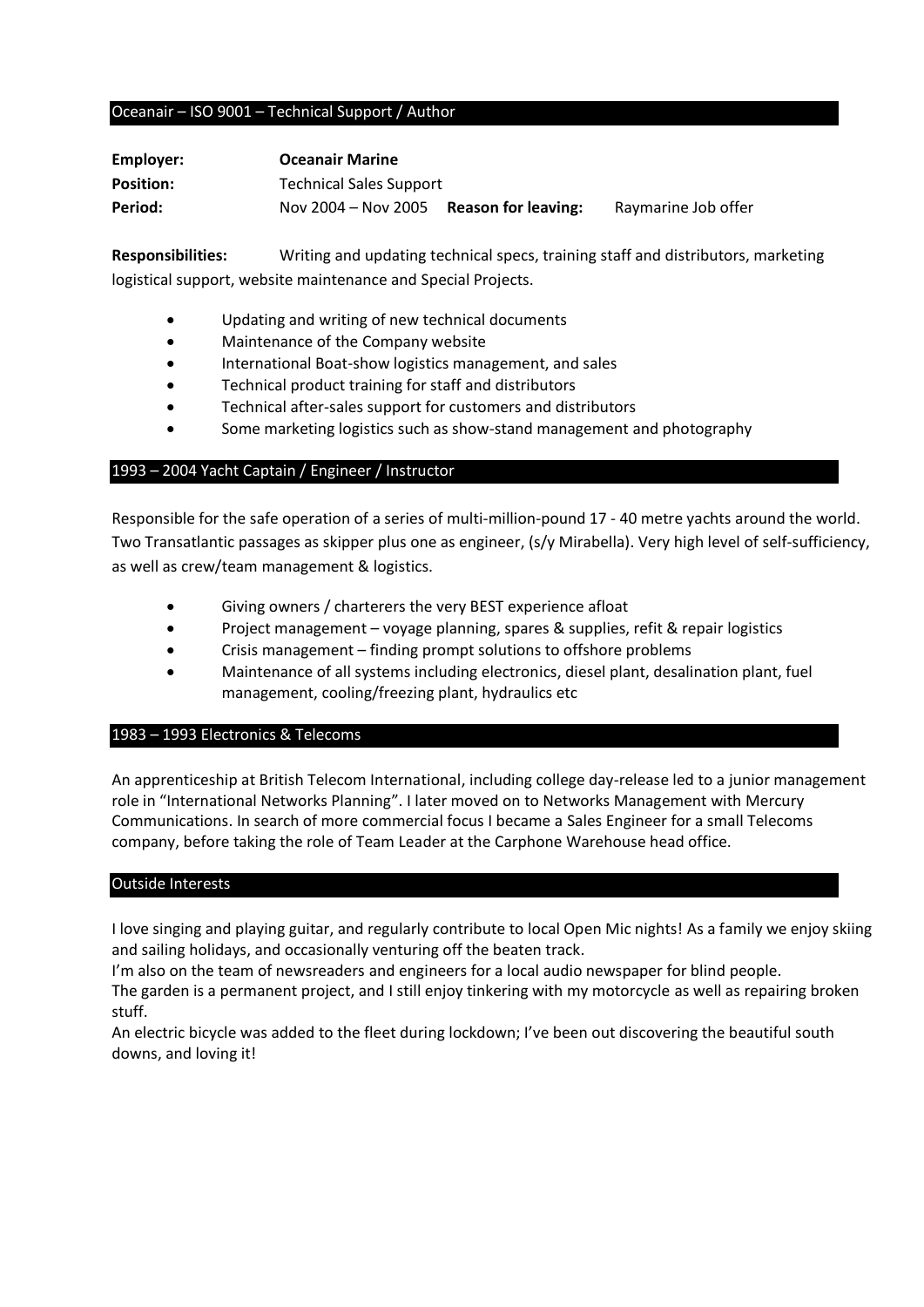## Oceanair – ISO 9001 – Technical Support / Author

| | | | |
|---|---|---|---|
| **Employer:** | **Oceanair Marine** | | |
| **Position:** | Technical Sales Support | | |
| **Period:** | Nov 2004 – Nov 2005 | **Reason for leaving:** | Raymarine Job offer |

**Responsibilities:** Writing and updating technical specs, training staff and distributors, marketing logistical support, website maintenance and Special Projects.

- Updating and writing of new technical documents
- Maintenance of the Company website
- International Boat-show logistics management, and sales
- Technical product training for staff and distributors
- Technical after-sales support for customers and distributors
- Some marketing logistics such as show-stand management and photography

## 1993 – 2004 Yacht Captain / Engineer / Instructor

Responsible for the safe operation of a series of multi-million-pound 17 - 40 metre yachts around the world. Two Transatlantic passages as skipper plus one as engineer, (s/y Mirabella). Very high level of self-sufficiency, as well as crew/team management & logistics.

- Giving owners / charterers the very BEST experience afloat
- Project management – voyage planning, spares & supplies, refit & repair logistics
- Crisis management – finding prompt solutions to offshore problems
- Maintenance of all systems including electronics, diesel plant, desalination plant, fuel management, cooling/freezing plant, hydraulics etc

## 1983 – 1993 Electronics & Telecoms

An apprenticeship at British Telecom International, including college day-release led to a junior management role in "International Networks Planning". I later moved on to Networks Management with Mercury Communications. In search of more commercial focus I became a Sales Engineer for a small Telecoms company, before taking the role of Team Leader at the Carphone Warehouse head office.

## Outside Interests

I love singing and playing guitar, and regularly contribute to local Open Mic nights! As a family we enjoy skiing and sailing holidays, and occasionally venturing off the beaten track.

I'm also on the team of newsreaders and engineers for a local audio newspaper for blind people.

The garden is a permanent project, and I still enjoy tinkering with my motorcycle as well as repairing broken stuff.

An electric bicycle was added to the fleet during lockdown; I've been out discovering the beautiful south downs, and loving it!